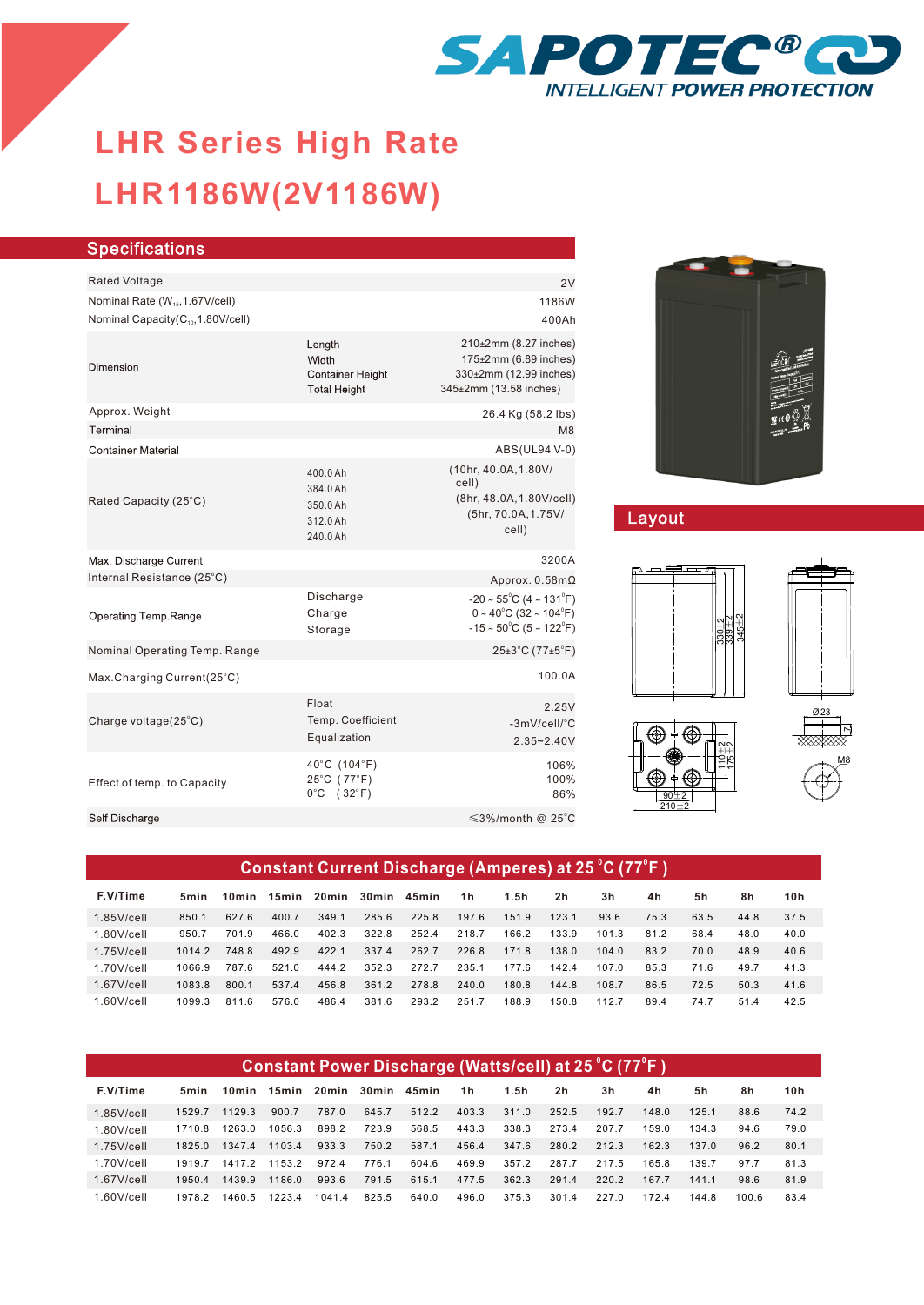SAPOTEC®

INTELLIGENT POWER PROTECTION

# LHR Series High Rate

# LHR1186W(2V1186W)

## Specifications

| | | |
|---|---|---|
| Rated Voltage | | 2V |
| Nominal Rate ($W_{15}$,1.67V/cell) | | 1186W |
| Nominal Capacity($C_{10}$,1.80V/cell) | | 400Ah |
| Dimension | Length | 210±2mm (8.27 inches) |
| | Width | 175±2mm (6.89 inches) |
| | Container Height | 330±2mm (12.99 inches) |
| | Total Height | 345±2mm (13.58 inches) |
| Approx. Weight | | 26.4 Kg (58.2 lbs) |
| Terminal | | M8 |
| Container Material | | ABS(UL94 V-0) |
| Rated Capacity (25°C) | 400.0Ah | (10hr, 40.0A,1.80V/cell) |
| | 384.0Ah | (8hr, 48.0A,1.80V/cell) |
| | 350.0Ah | (5hr, 70.0A,1.75V/cell) |
| | 312.0Ah | |
| | 240.0Ah | |
| Max. Discharge Current | | 3200A |
| Internal Resistance (25°C) | | Approx. 0.58mΩ |
| Operating Temp.Range | Discharge | -20 ~ 55°C (4 ~ 131°F) |
| | Charge | 0 ~ 40°C (32 ~ 104°F) |
| | Storage | -15 ~ 50°C (5 ~ 122°F) |
| Nominal Operating Temp. Range | | 25±3°C (77±5°F) |
| Max.Charging Current(25°C) | | 100.0A |
| Charge voltage(25°C) | Float | 2.25V |
| | Temp. Coefficient | -3mV/cell/°C |
| | Equalization | 2.35~2.40V |
| Effect of temp. to Capacity | 40°C (104°F) | 106% |
| | 25°C (77°F) | 100% |
| | 0°C (32°F) | 86% |
| Self Discharge | | ≤3%/month @ 25°C |

## Layout

330±2, 339±2, 345±2, Ø23, 7, M8, 110±2, 175±2, 90±2, 210±2

## Constant Current Discharge (Amperes) at 25°C (77°F)

| F.V/Time | 5min | 10min | 15min | 20min | 30min | 45min | 1h | 1.5h | 2h | 3h | 4h | 5h | 8h | 10h |
|---|---|---|---|---|---|---|---|---|---|---|---|---|---|---|
| 1.85V/cell | 850.1 | 627.6 | 400.7 | 349.1 | 285.6 | 225.8 | 197.6 | 151.9 | 123.1 | 93.6 | 75.3 | 63.5 | 44.8 | 37.5 |
| 1.80V/cell | 950.7 | 701.9 | 466.0 | 402.3 | 322.8 | 252.4 | 218.7 | 166.2 | 133.9 | 101.3 | 81.2 | 68.4 | 48.0 | 40.0 |
| 1.75V/cell | 1014.2 | 748.8 | 492.9 | 422.1 | 337.4 | 262.7 | 226.8 | 171.8 | 138.0 | 104.0 | 83.2 | 70.0 | 48.9 | 40.6 |
| 1.70V/cell | 1066.9 | 787.6 | 521.0 | 444.2 | 352.3 | 272.7 | 235.1 | 177.6 | 142.4 | 107.0 | 85.3 | 71.6 | 49.7 | 41.3 |
| 1.67V/cell | 1083.8 | 800.1 | 537.4 | 456.8 | 361.2 | 278.8 | 240.0 | 180.8 | 144.8 | 108.7 | 86.5 | 72.5 | 50.3 | 41.6 |
| 1.60V/cell | 1099.3 | 811.6 | 576.0 | 486.4 | 381.6 | 293.2 | 251.7 | 188.9 | 150.8 | 112.7 | 89.4 | 74.7 | 51.4 | 42.5 |

## Constant Power Discharge (Watts/cell) at 25°C (77°F)

| F.V/Time | 5min | 10min | 15min | 20min | 30min | 45min | 1h | 1.5h | 2h | 3h | 4h | 5h | 8h | 10h |
|---|---|---|---|---|---|---|---|---|---|---|---|---|---|---|
| 1.85V/cell | 1529.7 | 1129.3 | 900.7 | 787.0 | 645.7 | 512.2 | 403.3 | 311.0 | 252.5 | 192.7 | 148.0 | 125.1 | 88.6 | 74.2 |
| 1.80V/cell | 1710.8 | 1263.0 | 1056.3 | 898.2 | 723.9 | 568.5 | 443.3 | 338.3 | 273.4 | 207.7 | 159.0 | 134.3 | 94.6 | 79.0 |
| 1.75V/cell | 1825.0 | 1347.4 | 1103.4 | 933.3 | 750.2 | 587.1 | 456.4 | 347.6 | 280.2 | 212.3 | 162.3 | 137.0 | 96.2 | 80.1 |
| 1.70V/cell | 1919.7 | 1417.2 | 1153.2 | 972.4 | 776.1 | 604.6 | 469.9 | 357.2 | 287.7 | 217.5 | 165.8 | 139.7 | 97.7 | 81.3 |
| 1.67V/cell | 1950.4 | 1439.9 | 1186.0 | 993.6 | 791.5 | 615.1 | 477.5 | 362.3 | 291.4 | 220.2 | 167.7 | 141.1 | 98.6 | 81.9 |
| 1.60V/cell | 1978.2 | 1460.5 | 1223.4 | 1041.4 | 825.5 | 640.0 | 496.0 | 375.3 | 301.4 | 227.0 | 172.4 | 144.8 | 100.6 | 83.4 |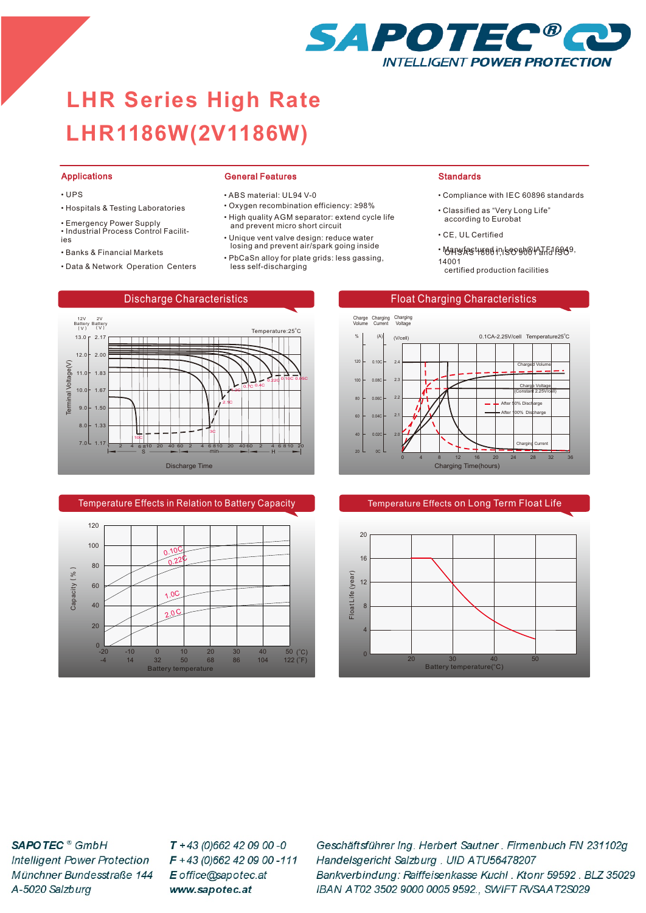# LHR Series High Rate

# LHR1186W(2V1186W)

## Applications

- UPS
- Hospitals & Testing Laboratories
- Emergency Power Supply
- Industrial Process Control Facilities
- Banks & Financial Markets
- Data & Network Operation Centers

## General Features

- ABS material: UL94 V-0
- Oxygen recombination efficiency: ≥98%
- High quality AGM separator: extend cycle life and prevent micro short circuit
- Unique vent valve design: reduce water losing and prevent air/spark going inside
- PbCaSn alloy for plate grids: less gassing, less self-discharging

## Standards

- Compliance with IEC 60896 standards
- Classified as "Very Long Life" according to Eurobat
- CE, UL Certified
- Manufactured in Leoch®IATF16949, OHSAS 18001, ISO 9001 and ISO 14001 certified production facilities

## Discharge Characteristics

12V Battery (V)
2V Battery (V)
Temperature:25°C
Terminal Voltage(V)
13.0 2.17
12.0 2.00
11.0 1.83
10.0 1.67
9.0 1.50
8.0 1.33
7.0 1.17
10C 3C 2.1C 1.3C 0.7C 0.4C 0.22C 0.10C 0.05C
1 2 4 6 8 10 20 40 60 2 4 6 8 10 20 40 60 2 4 6 8 10 20
S min H
Discharge Time

## Float Charging Characteristics

Charge Volume %
Charging Current (A)
Charging Voltage (V/cell)
0.1CA-2.25V/cell Temperature25°C
120 0.10C 2.4
100 0.08C 2.3
80 0.06C 2.2
60 0.04C 2.1
40 0.02C 2.0
20 0C
Charged Volume
Charge Voltage (Constant 2.25V/cell)
After 50% Discharge
After 100% Discharge
Charging Current
0 4 8 12 16 20 24 28 32 36
Charging Time(hours)

## Temperature Effects in Relation to Battery Capacity

Capacity ( % )
120
100
80
60
40
20
0
0.10C
0.22C
1.0C
2.0C
-20 -10 0 10 20 30 40 50 (°C)
-4 14 32 50 68 86 104 122 (°F)
Battery temperature

## Temperature Effects on Long Term Float Life

Float Life (year)
20
16
12
8
4
0
20 30 40 50
Battery temperature(°C)

***SAPOTEC*** ® *GmbH*
*Intelligent Power Protection*
*Münchner Bundesstraße 144*
*A-5020 Salzburg*

***T*** *+43 (0)662 42 09 00 -0*
***F*** *+43 (0)662 42 09 00 -111*
***E*** *office@sapotec.at*
***www.sapotec.at***

*Geschäftsführer Ing. Herbert Sautner . Firmenbuch FN 231102g*
*Handelsgericht Salzburg . UID ATU56478207*
*Bankverbindung: Raiffeisenkasse Kuchl . Ktonr 59592 . BLZ 35029*
*IBAN AT02 3502 9000 0005 9592., SWIFT RVSAAT2S029*